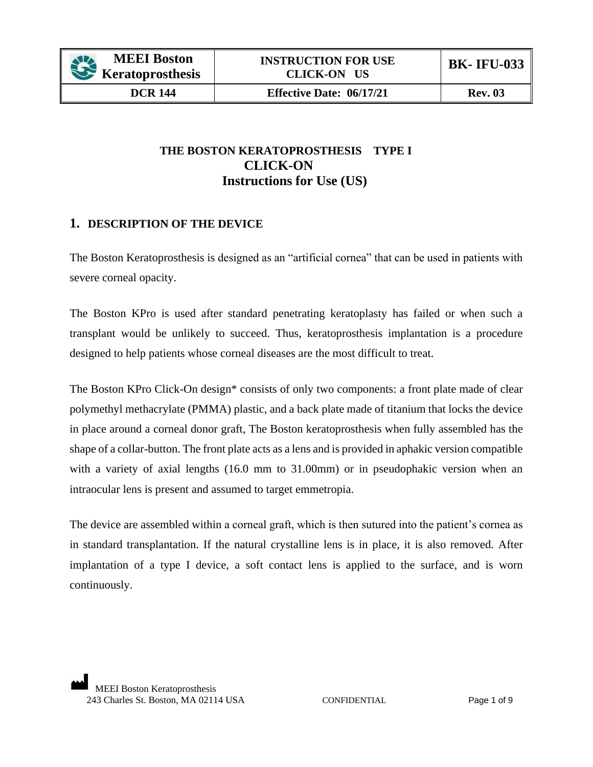# THE BOSTON KERATOPROSTHESIS TYPE I
# CLICK-ON
# Instructions for Use (US)

## 1. DESCRIPTION OF THE DEVICE

The Boston Keratoprosthesis is designed as an "artificial cornea" that can be used in patients with severe corneal opacity.

The Boston KPro is used after standard penetrating keratoplasty has failed or when such a transplant would be unlikely to succeed. Thus, keratoprosthesis implantation is a procedure designed to help patients whose corneal diseases are the most difficult to treat.

The Boston KPro Click-On design* consists of only two components: a front plate made of clear polymethyl methacrylate (PMMA) plastic, and a back plate made of titanium that locks the device in place around a corneal donor graft, The Boston keratoprosthesis when fully assembled has the shape of a collar-button. The front plate acts as a lens and is provided in aphakic version compatible with a variety of axial lengths (16.0 mm to 31.00mm) or in pseudophakic version when an intraocular lens is present and assumed to target emmetropia.

The device are assembled within a corneal graft, which is then sutured into the patient's cornea as in standard transplantation. If the natural crystalline lens is in place, it is also removed. After implantation of a type I device, a soft contact lens is applied to the surface, and is worn continuously.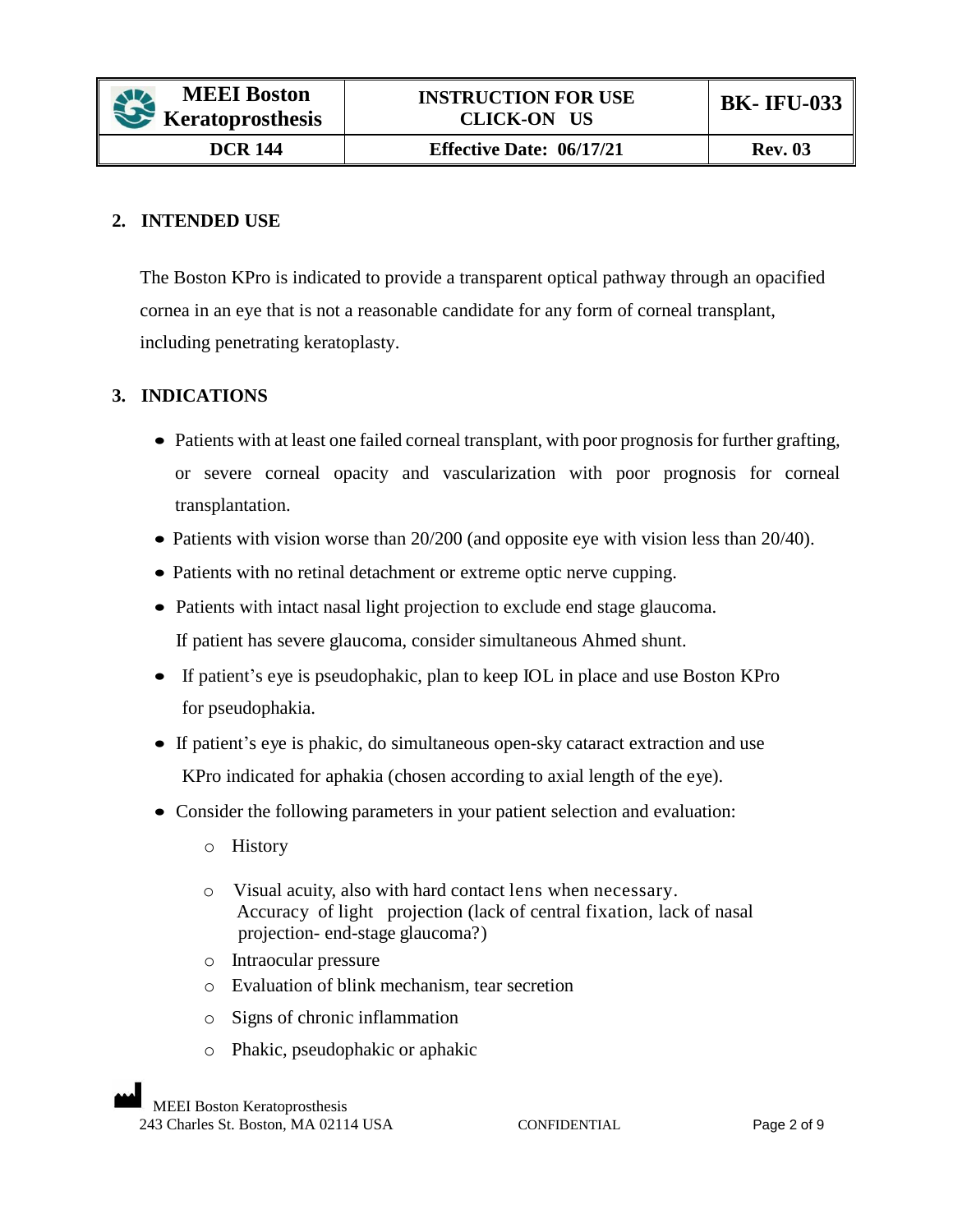## 2. INTENDED USE

The Boston KPro is indicated to provide a transparent optical pathway through an opacified cornea in an eye that is not a reasonable candidate for any form of corneal transplant, including penetrating keratoplasty.

## 3. INDICATIONS

- Patients with at least one failed corneal transplant, with poor prognosis for further grafting, or severe corneal opacity and vascularization with poor prognosis for corneal transplantation.
- Patients with vision worse than 20/200 (and opposite eye with vision less than 20/40).
- Patients with no retinal detachment or extreme optic nerve cupping.
- Patients with intact nasal light projection to exclude end stage glaucoma. If patient has severe glaucoma, consider simultaneous Ahmed shunt.
- If patient's eye is pseudophakic, plan to keep IOL in place and use Boston KPro for pseudophakia.
- If patient's eye is phakic, do simultaneous open-sky cataract extraction and use KPro indicated for aphakia (chosen according to axial length of the eye).
- Consider the following parameters in your patient selection and evaluation:
  - History
  - Visual acuity, also with hard contact lens when necessary. Accuracy of light projection (lack of central fixation, lack of nasal projection- end-stage glaucoma?)
  - Intraocular pressure
  - Evaluation of blink mechanism, tear secretion
  - Signs of chronic inflammation
  - Phakic, pseudophakic or aphakic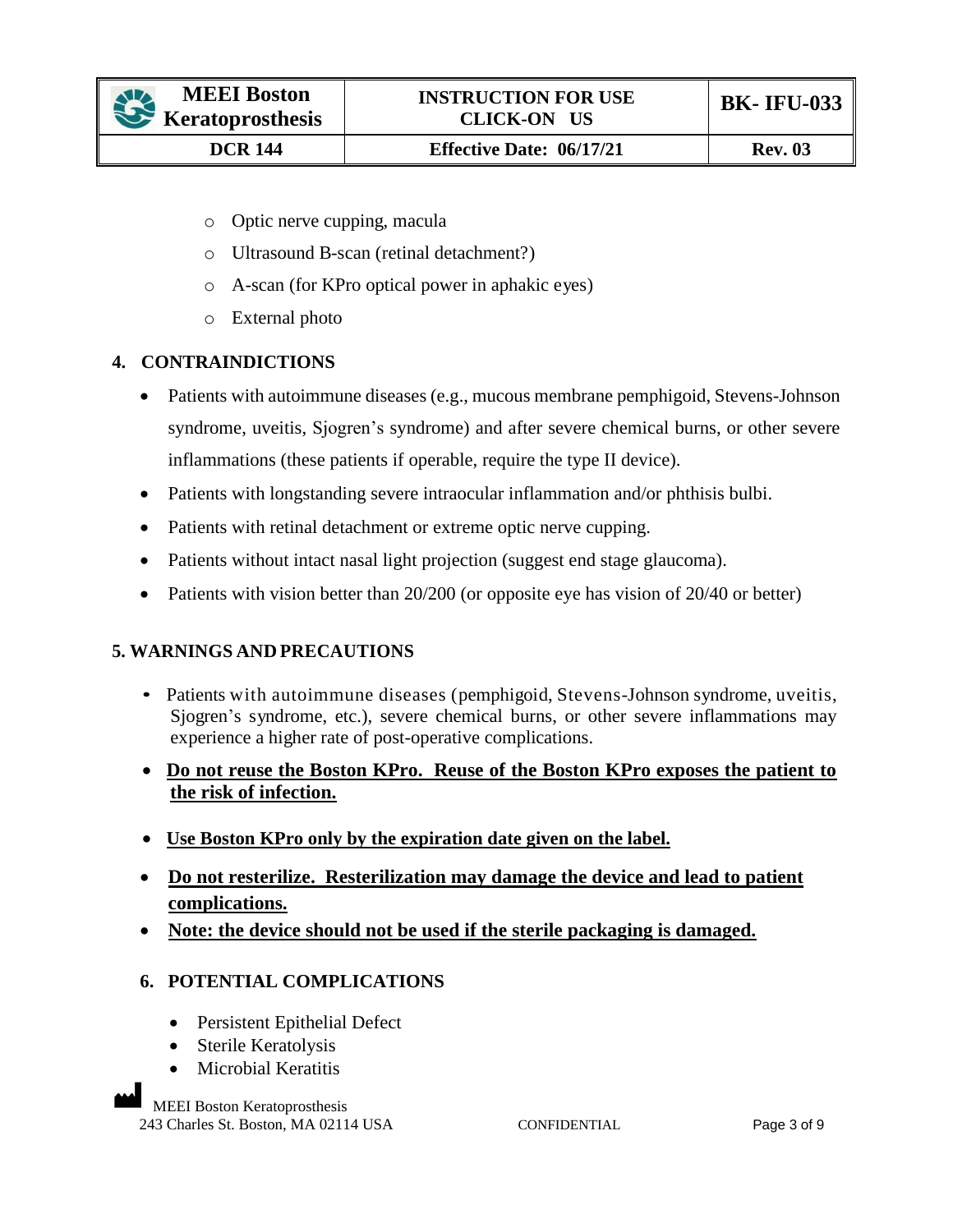- Optic nerve cupping, macula
- Ultrasound B-scan (retinal detachment?)
- A-scan (for KPro optical power in aphakic eyes)
- External photo

## 4. CONTRAINDICTIONS

- Patients with autoimmune diseases (e.g., mucous membrane pemphigoid, Stevens-Johnson syndrome, uveitis, Sjogren's syndrome) and after severe chemical burns, or other severe inflammations (these patients if operable, require the type II device).
- Patients with longstanding severe intraocular inflammation and/or phthisis bulbi.
- Patients with retinal detachment or extreme optic nerve cupping.
- Patients without intact nasal light projection (suggest end stage glaucoma).
- Patients with vision better than 20/200 (or opposite eye has vision of 20/40 or better)

## 5. WARNINGS AND PRECAUTIONS

- Patients with autoimmune diseases (pemphigoid, Stevens-Johnson syndrome, uveitis, Sjogren's syndrome, etc.), severe chemical burns, or other severe inflammations may experience a higher rate of post-operative complications.
- <u>**Do not reuse the Boston KPro. Reuse of the Boston KPro exposes the patient to the risk of infection.**</u>
- <u>**Use Boston KPro only by the expiration date given on the label.**</u>
- <u>**Do not resterilize. Resterilization may damage the device and lead to patient complications.**</u>
- <u>**Note: the device should not be used if the sterile packaging is damaged.**</u>

## 6. POTENTIAL COMPLICATIONS

- Persistent Epithelial Defect
- Sterile Keratolysis
- Microbial Keratitis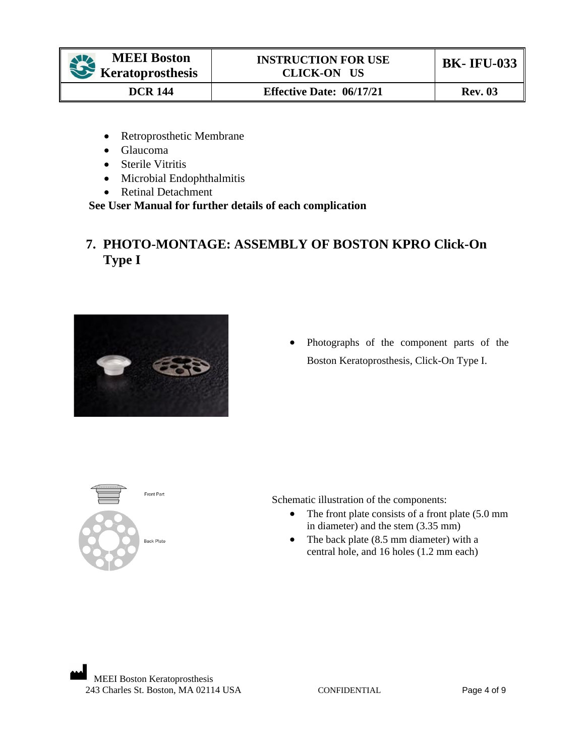- Retroprosthetic Membrane
- Glaucoma
- Sterile Vitritis
- Microbial Endophthalmitis
- Retinal Detachment

**See User Manual for further details of each complication**

## 7. PHOTO-MONTAGE: ASSEMBLY OF BOSTON KPRO Click-On Type I

- Photographs of the component parts of the Boston Keratoprosthesis, Click-On Type I.

Front Part

Back Plate

Schematic illustration of the components:

- The front plate consists of a front plate (5.0 mm in diameter) and the stem (3.35 mm)
- The back plate (8.5 mm diameter) with a central hole, and 16 holes (1.2 mm each)

MEEI Boston Keratoprosthesis
243 Charles St. Boston, MA 02114 USA

CONFIDENTIAL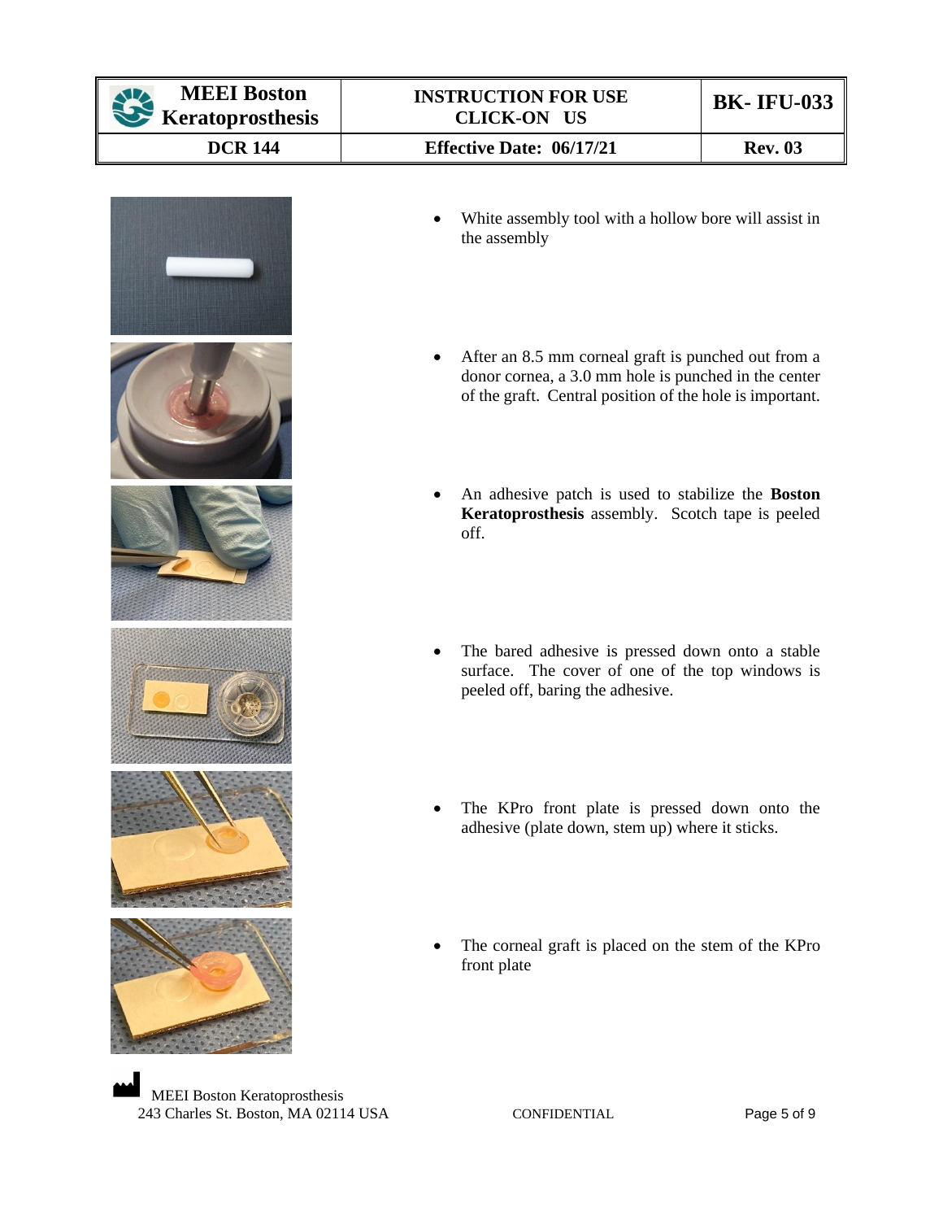- White assembly tool with a hollow bore will assist in the assembly

- After an 8.5 mm corneal graft is punched out from a donor cornea, a 3.0 mm hole is punched in the center of the graft. Central position of the hole is important.

- An adhesive patch is used to stabilize the **Boston Keratoprosthesis** assembly. Scotch tape is peeled off.

- The bared adhesive is pressed down onto a stable surface. The cover of one of the top windows is peeled off, baring the adhesive.

- The KPro front plate is pressed down onto the adhesive (plate down, stem up) where it sticks.

- The corneal graft is placed on the stem of the KPro front plate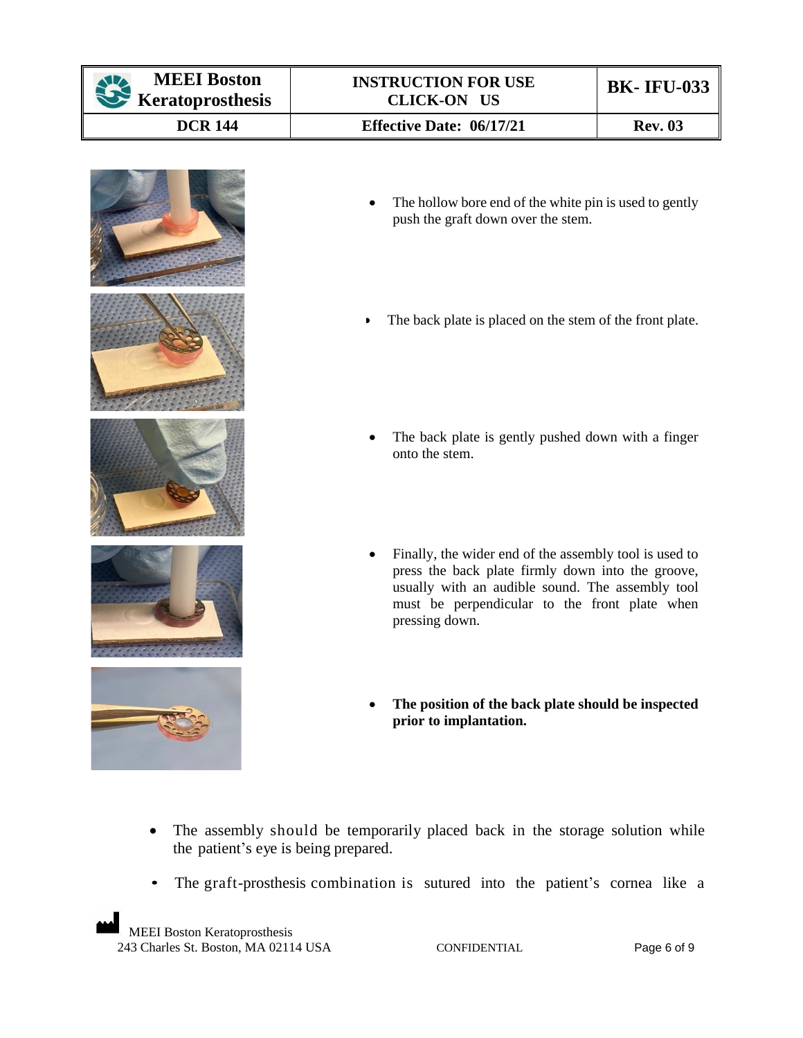- The hollow bore end of the white pin is used to gently push the graft down over the stem.

- The back plate is placed on the stem of the front plate.

- The back plate is gently pushed down with a finger onto the stem.

- Finally, the wider end of the assembly tool is used to press the back plate firmly down into the groove, usually with an audible sound. The assembly tool must be perpendicular to the front plate when pressing down.

- **The position of the back plate should be inspected prior to implantation.**

- The assembly should be temporarily placed back in the storage solution while the patient's eye is being prepared.
- The graft-prosthesis combination is sutured into the patient's cornea like a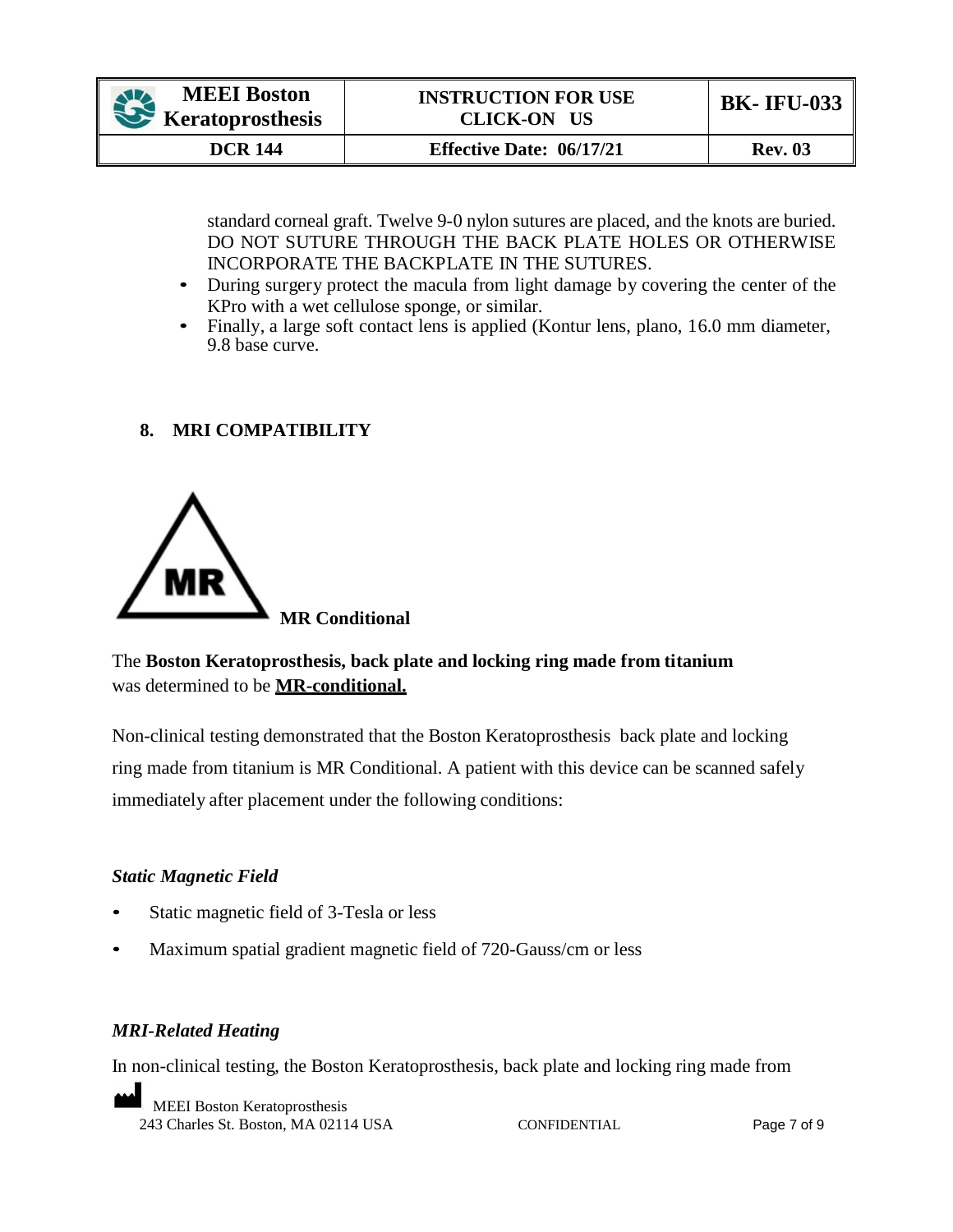standard corneal graft. Twelve 9-0 nylon sutures are placed, and the knots are buried. DO NOT SUTURE THROUGH THE BACK PLATE HOLES OR OTHERWISE INCORPORATE THE BACKPLATE IN THE SUTURES.

- During surgery protect the macula from light damage by covering the center of the KPro with a wet cellulose sponge, or similar.
- Finally, a large soft contact lens is applied (Kontur lens, plano, 16.0 mm diameter, 9.8 base curve.

## 8. MRI COMPATIBILITY

MR

**MR Conditional**

The **Boston Keratoprosthesis, back plate and locking ring made from titanium** was determined to be **MR-conditional.**

Non-clinical testing demonstrated that the Boston Keratoprosthesis back plate and locking ring made from titanium is MR Conditional. A patient with this device can be scanned safely immediately after placement under the following conditions:

### *Static Magnetic Field*

- Static magnetic field of 3-Tesla or less
- Maximum spatial gradient magnetic field of 720-Gauss/cm or less

### *MRI-Related Heating*

In non-clinical testing, the Boston Keratoprosthesis, back plate and locking ring made from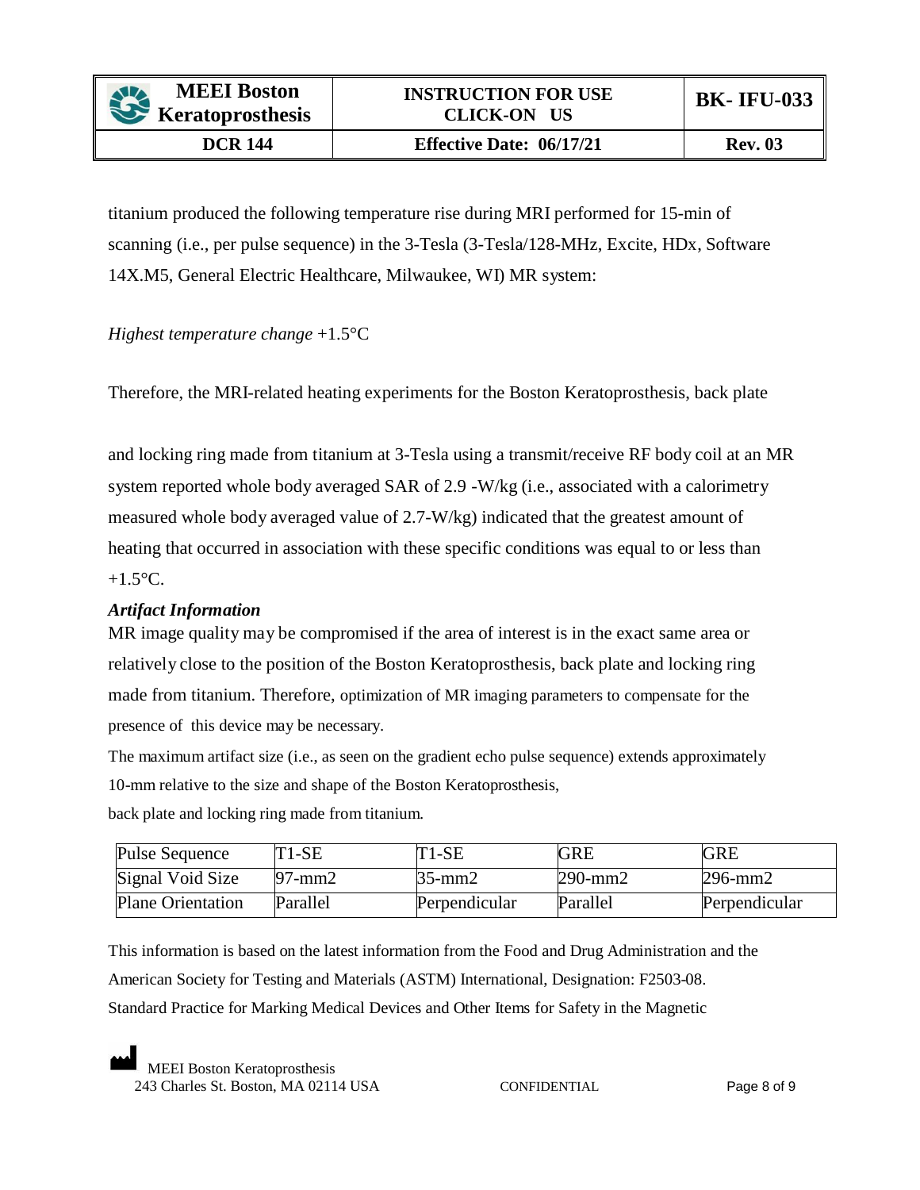titanium produced the following temperature rise during MRI performed for 15-min of scanning (i.e., per pulse sequence) in the 3-Tesla (3-Tesla/128-MHz, Excite, HDx, Software 14X.M5, General Electric Healthcare, Milwaukee, WI) MR system:

*Highest temperature change* +1.5°C

Therefore, the MRI-related heating experiments for the Boston Keratoprosthesis, back plate

and locking ring made from titanium at 3-Tesla using a transmit/receive RF body coil at an MR system reported whole body averaged SAR of 2.9 -W/kg (i.e., associated with a calorimetry measured whole body averaged value of 2.7-W/kg) indicated that the greatest amount of heating that occurred in association with these specific conditions was equal to or less than +1.5°C.

***Artifact Information***

MR image quality may be compromised if the area of interest is in the exact same area or relatively close to the position of the Boston Keratoprosthesis, back plate and locking ring made from titanium. Therefore, optimization of MR imaging parameters to compensate for the presence of this device may be necessary.

The maximum artifact size (i.e., as seen on the gradient echo pulse sequence) extends approximately 10-mm relative to the size and shape of the Boston Keratoprosthesis, back plate and locking ring made from titanium.

| Pulse Sequence | T1-SE | T1-SE | GRE | GRE |
| --- | --- | --- | --- | --- |
| Signal Void Size | 97-mm2 | 35-mm2 | 290-mm2 | 296-mm2 |
| Plane Orientation | Parallel | Perpendicular | Parallel | Perpendicular |

This information is based on the latest information from the Food and Drug Administration and the American Society for Testing and Materials (ASTM) International, Designation: F2503-08. Standard Practice for Marking Medical Devices and Other Items for Safety in the Magnetic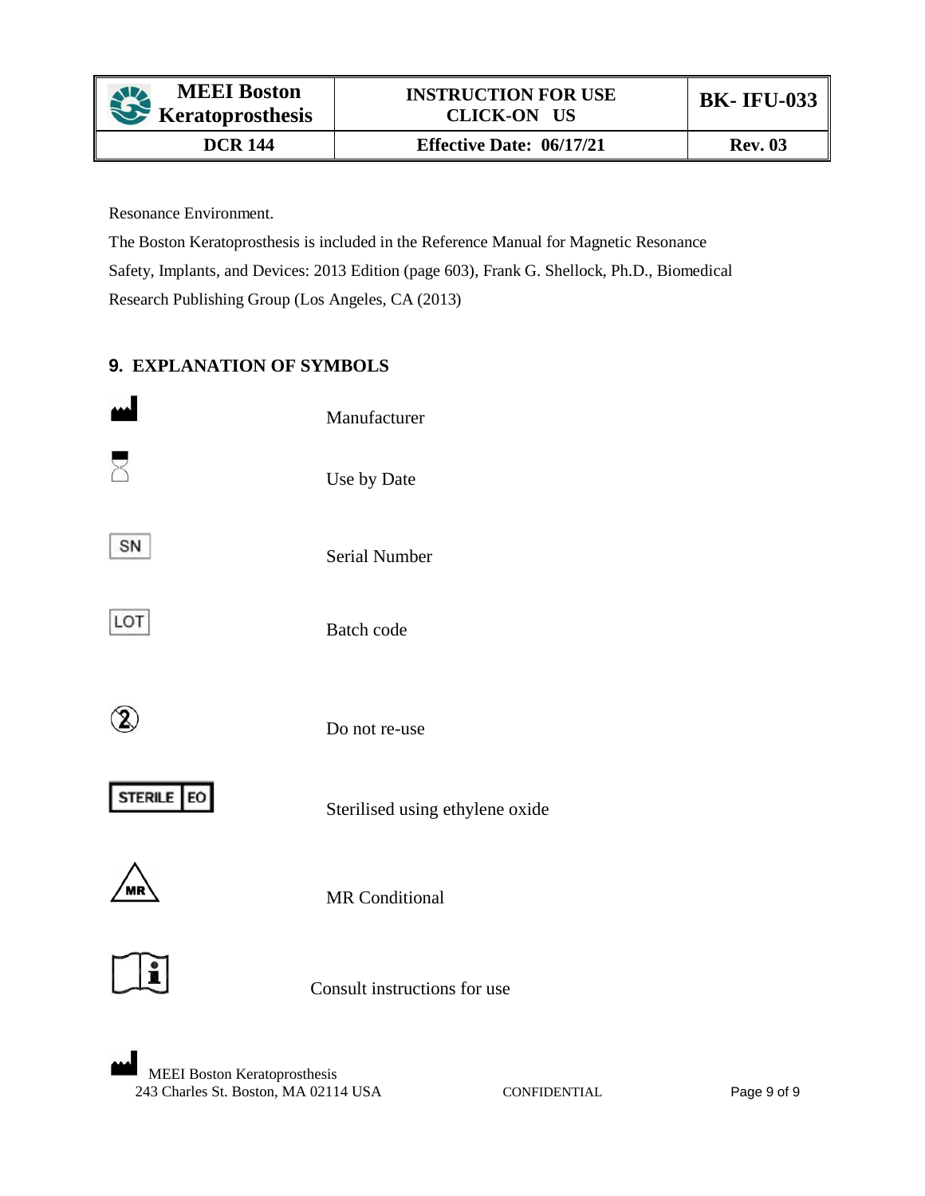Resonance Environment.

The Boston Keratoprosthesis is included in the Reference Manual for Magnetic Resonance Safety, Implants, and Devices: 2013 Edition (page 603), Frank G. Shellock, Ph.D., Biomedical Research Publishing Group (Los Angeles, CA (2013)

## 9. EXPLANATION OF SYMBOLS

| | |
|---|---|
| | Manufacturer |
| | Use by Date |
| SN | Serial Number |
| LOT | Batch code |
| 2 | Do not re-use |
| STERILE EO | Sterilised using ethylene oxide |
| MR | MR Conditional |
| i | Consult instructions for use |

MEEI Boston Keratoprosthesis
243 Charles St. Boston, MA 02114 USA

CONFIDENTIAL